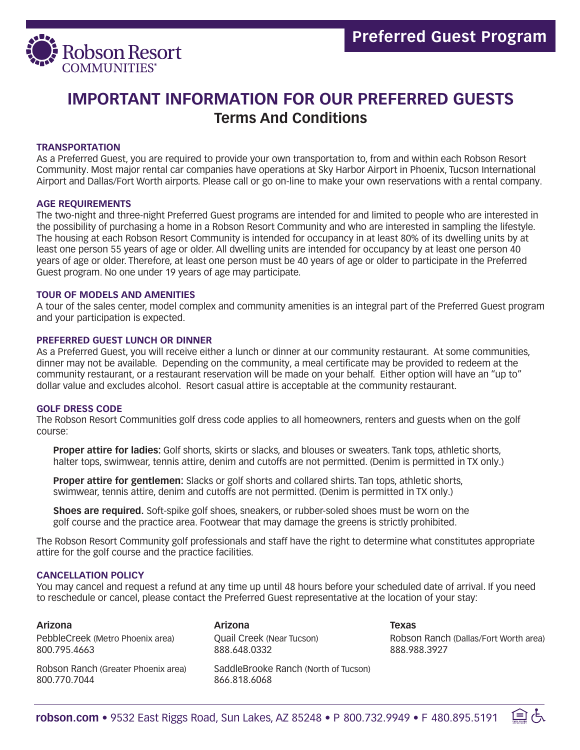Robson Resort COMMUNITIES®

**Preferred Guest Program**

# IMPORTANT INFORMATION FOR OUR PREFERRED GUESTS

## Terms And Conditions

### TRANSPORTATION

As a Preferred Guest, you are required to provide your own transportation to, from and within each Robson Resort Community. Most major rental car companies have operations at Sky Harbor Airport in Phoenix, Tucson International Airport and Dallas/Fort Worth airports. Please call or go on-line to make your own reservations with a rental company.

### AGE REQUIREMENTS

The two-night and three-night Preferred Guest programs are intended for and limited to people who are interested in the possibility of purchasing a home in a Robson Resort Community and who are interested in sampling the lifestyle. The housing at each Robson Resort Community is intended for occupancy in at least 80% of its dwelling units by at least one person 55 years of age or older. All dwelling units are intended for occupancy by at least one person 40 years of age or older. Therefore, at least one person must be 40 years of age or older to participate in the Preferred Guest program. No one under 19 years of age may participate.

### TOUR OF MODELS AND AMENITIES

A tour of the sales center, model complex and community amenities is an integral part of the Preferred Guest program and your participation is expected.

### PREFERRED GUEST LUNCH OR DINNER

As a Preferred Guest, you will receive either a lunch or dinner at our community restaurant. At some communities, dinner may not be available. Depending on the community, a meal certificate may be provided to redeem at the community restaurant, or a restaurant reservation will be made on your behalf. Either option will have an "up to" dollar value and excludes alcohol. Resort casual attire is acceptable at the community restaurant.

### GOLF DRESS CODE

The Robson Resort Communities golf dress code applies to all homeowners, renters and guests when on the golf course:

**Proper attire for ladies:** Golf shorts, skirts or slacks, and blouses or sweaters. Tank tops, athletic shorts, halter tops, swimwear, tennis attire, denim and cutoffs are not permitted. (Denim is permitted in TX only.)

**Proper attire for gentlemen:** Slacks or golf shorts and collared shirts. Tan tops, athletic shorts, swimwear, tennis attire, denim and cutoffs are not permitted. (Denim is permitted in TX only.)

**Shoes are required.** Soft-spike golf shoes, sneakers, or rubber-soled shoes must be worn on the golf course and the practice area. Footwear that may damage the greens is strictly prohibited.

The Robson Resort Community golf professionals and staff have the right to determine what constitutes appropriate attire for the golf course and the practice facilities.

### CANCELLATION POLICY

You may cancel and request a refund at any time up until 48 hours before your scheduled date of arrival. If you need to reschedule or cancel, please contact the Preferred Guest representative at the location of your stay:

**Arizona**

PebbleCreek (Metro Phoenix area)
800.795.4663

Robson Ranch (Greater Phoenix area)
800.770.7044

**Arizona**

Quail Creek (Near Tucson)
888.648.0332

SaddleBrooke Ranch (North of Tucson)
866.818.6068

**Texas**

Robson Ranch (Dallas/Fort Worth area)
888.988.3927

**robson.com** • 9532 East Riggs Road, Sun Lakes, AZ 85248 • P 800.732.9949 • F 480.895.5191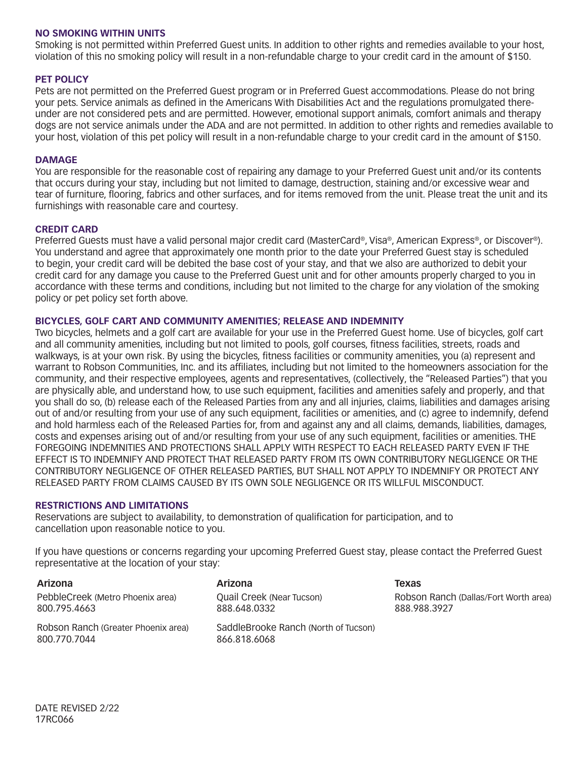## NO SMOKING WITHIN UNITS

Smoking is not permitted within Preferred Guest units. In addition to other rights and remedies available to your host, violation of this no smoking policy will result in a non-refundable charge to your credit card in the amount of $150.

## PET POLICY

Pets are not permitted on the Preferred Guest program or in Preferred Guest accommodations. Please do not bring your pets. Service animals as defined in the Americans With Disabilities Act and the regulations promulgated thereunder are not considered pets and are permitted. However, emotional support animals, comfort animals and therapy dogs are not service animals under the ADA and are not permitted. In addition to other rights and remedies available to your host, violation of this pet policy will result in a non-refundable charge to your credit card in the amount of $150.

## DAMAGE

You are responsible for the reasonable cost of repairing any damage to your Preferred Guest unit and/or its contents that occurs during your stay, including but not limited to damage, destruction, staining and/or excessive wear and tear of furniture, flooring, fabrics and other surfaces, and for items removed from the unit. Please treat the unit and its furnishings with reasonable care and courtesy.

## CREDIT CARD

Preferred Guests must have a valid personal major credit card (MasterCard®, Visa®, American Express®, or Discover®). You understand and agree that approximately one month prior to the date your Preferred Guest stay is scheduled to begin, your credit card will be debited the base cost of your stay, and that we also are authorized to debit your credit card for any damage you cause to the Preferred Guest unit and for other amounts properly charged to you in accordance with these terms and conditions, including but not limited to the charge for any violation of the smoking policy or pet policy set forth above.

## BICYCLES, GOLF CART AND COMMUNITY AMENITIES; RELEASE AND INDEMNITY

Two bicycles, helmets and a golf cart are available for your use in the Preferred Guest home. Use of bicycles, golf cart and all community amenities, including but not limited to pools, golf courses, fitness facilities, streets, roads and walkways, is at your own risk. By using the bicycles, fitness facilities or community amenities, you (a) represent and warrant to Robson Communities, Inc. and its affiliates, including but not limited to the homeowners association for the community, and their respective employees, agents and representatives, (collectively, the "Released Parties") that you are physically able, and understand how, to use such equipment, facilities and amenities safely and properly, and that you shall do so, (b) release each of the Released Parties from any and all injuries, claims, liabilities and damages arising out of and/or resulting from your use of any such equipment, facilities or amenities, and (c) agree to indemnify, defend and hold harmless each of the Released Parties for, from and against any and all claims, demands, liabilities, damages, costs and expenses arising out of and/or resulting from your use of any such equipment, facilities or amenities. THE FOREGOING INDEMNITIES AND PROTECTIONS SHALL APPLY WITH RESPECT TO EACH RELEASED PARTY EVEN IF THE EFFECT IS TO INDEMNIFY AND PROTECT THAT RELEASED PARTY FROM ITS OWN CONTRIBUTORY NEGLIGENCE OR THE CONTRIBUTORY NEGLIGENCE OF OTHER RELEASED PARTIES, BUT SHALL NOT APPLY TO INDEMNIFY OR PROTECT ANY RELEASED PARTY FROM CLAIMS CAUSED BY ITS OWN SOLE NEGLIGENCE OR ITS WILLFUL MISCONDUCT.

## RESTRICTIONS AND LIMITATIONS

Reservations are subject to availability, to demonstration of qualification for participation, and to cancellation upon reasonable notice to you.

If you have questions or concerns regarding your upcoming Preferred Guest stay, please contact the Preferred Guest representative at the location of your stay:

**Arizona**

PebbleCreek (Metro Phoenix area)
800.795.4663

Robson Ranch (Greater Phoenix area)
800.770.7044

**Arizona**

Quail Creek (Near Tucson)
888.648.0332

SaddleBrooke Ranch (North of Tucson)
866.818.6068

**Texas**

Robson Ranch (Dallas/Fort Worth area)
888.988.3927

DATE REVISED 2/22
17RC066